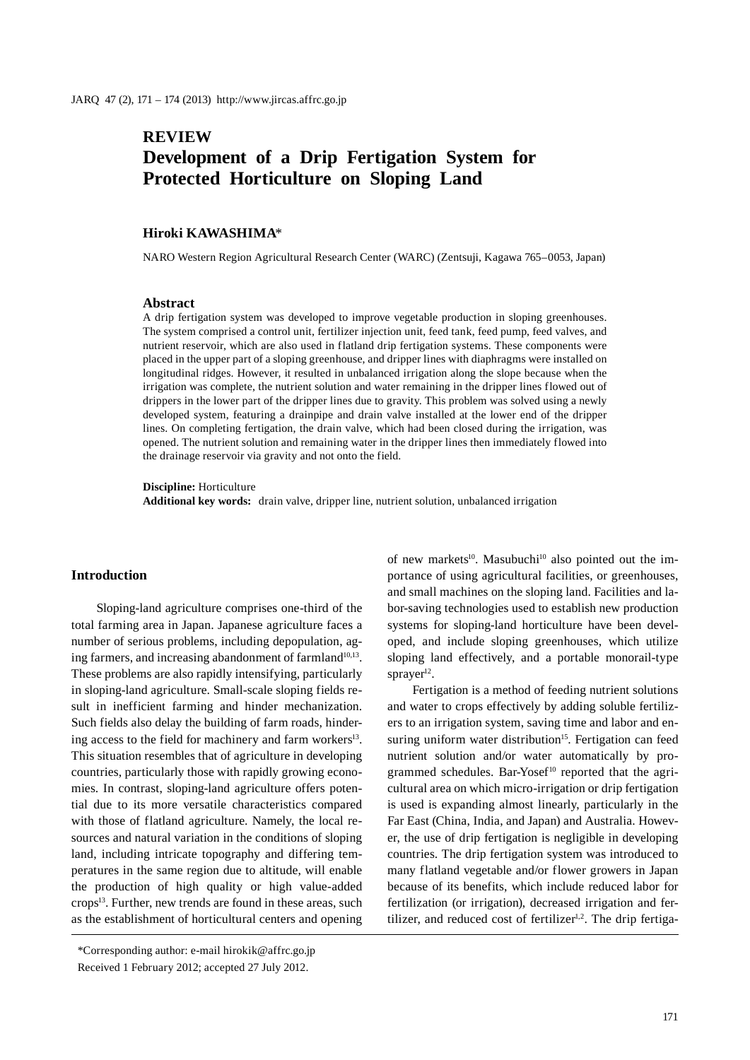**REVIEW**

# Development of a Drip Fertigation System for Protected Horticulture on Sloping Land

**Hiroki KAWASHIMA***

NARO Western Region Agricultural Research Center (WARC) (Zentsuji, Kagawa 765–0053, Japan)

## Abstract

A drip fertigation system was developed to improve vegetable production in sloping greenhouses. The system comprised a control unit, fertilizer injection unit, feed tank, feed pump, feed valves, and nutrient reservoir, which are also used in flatland drip fertigation systems. These components were placed in the upper part of a sloping greenhouse, and dripper lines with diaphragms were installed on longitudinal ridges. However, it resulted in unbalanced irrigation along the slope because when the irrigation was complete, the nutrient solution and water remaining in the dripper lines flowed out of drippers in the lower part of the dripper lines due to gravity. This problem was solved using a newly developed system, featuring a drainpipe and drain valve installed at the lower end of the dripper lines. On completing fertigation, the drain valve, which had been closed during the irrigation, was opened. The nutrient solution and remaining water in the dripper lines then immediately flowed into the drainage reservoir via gravity and not onto the field.

**Discipline:** Horticulture
**Additional key words:** drain valve, dripper line, nutrient solution, unbalanced irrigation

## Introduction

Sloping-land agriculture comprises one-third of the total farming area in Japan. Japanese agriculture faces a number of serious problems, including depopulation, aging farmers, and increasing abandonment of farmland[10,13]. These problems are also rapidly intensifying, particularly in sloping-land agriculture. Small-scale sloping fields result in inefficient farming and hinder mechanization. Such fields also delay the building of farm roads, hindering access to the field for machinery and farm workers[13]. This situation resembles that of agriculture in developing countries, particularly those with rapidly growing economies. In contrast, sloping-land agriculture offers potential due to its more versatile characteristics compared with those of flatland agriculture. Namely, the local resources and natural variation in the conditions of sloping land, including intricate topography and differing temperatures in the same region due to altitude, will enable the production of high quality or high value-added crops[13]. Further, new trends are found in these areas, such as the establishment of horticultural centers and opening of new markets[10]. Masubuchi[10] also pointed out the importance of using agricultural facilities, or greenhouses, and small machines on the sloping land. Facilities and labor-saving technologies used to establish new production systems for sloping-land horticulture have been developed, and include sloping greenhouses, which utilize sloping land effectively, and a portable monorail-type sprayer[12].

Fertigation is a method of feeding nutrient solutions and water to crops effectively by adding soluble fertilizers to an irrigation system, saving time and labor and ensuring uniform water distribution[15]. Fertigation can feed nutrient solution and/or water automatically by programmed schedules. Bar-Yosef[10] reported that the agricultural area on which micro-irrigation or drip fertigation is used is expanding almost linearly, particularly in the Far East (China, India, and Japan) and Australia. However, the use of drip fertigation is negligible in developing countries. The drip fertigation system was introduced to many flatland vegetable and/or flower growers in Japan because of its benefits, which include reduced labor for fertilization (or irrigation), decreased irrigation and fertilizer, and reduced cost of fertilizer[1,2]. The drip fertiga-

*Corresponding author: e-mail hirokik@affrc.go.jp
Received 1 February 2012; accepted 27 July 2012.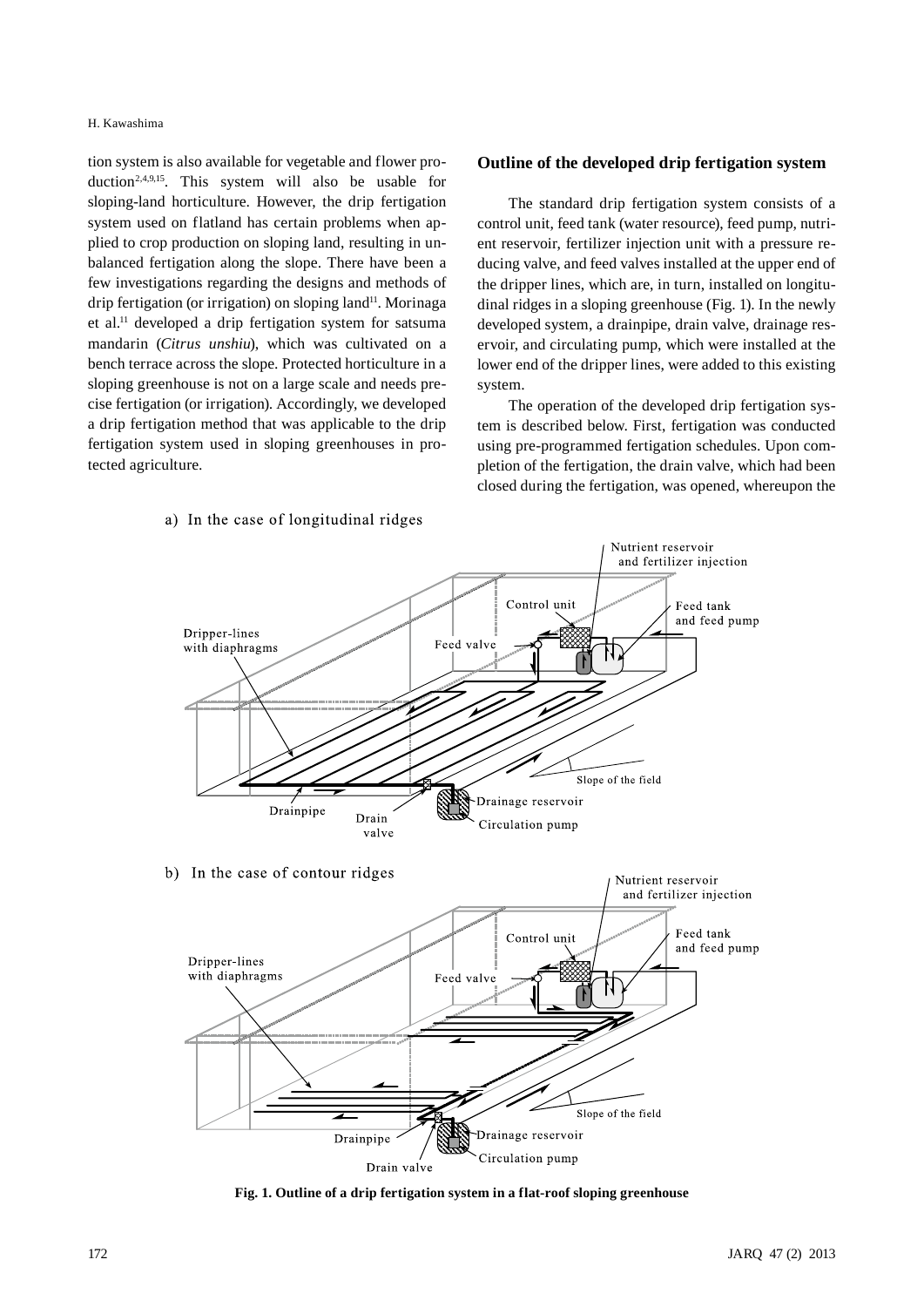tion system is also available for vegetable and flower production[2,4,9,15]. This system will also be usable for sloping-land horticulture. However, the drip fertigation system used on flatland has certain problems when applied to crop production on sloping land, resulting in unbalanced fertigation along the slope. There have been a few investigations regarding the designs and methods of drip fertigation (or irrigation) on sloping land[11]. Morinaga et al.[11] developed a drip fertigation system for satsuma mandarin (*Citrus unshiu*), which was cultivated on a bench terrace across the slope. Protected horticulture in a sloping greenhouse is not on a large scale and needs precise fertigation (or irrigation). Accordingly, we developed a drip fertigation method that was applicable to the drip fertigation system used in sloping greenhouses in protected agriculture.

## Outline of the developed drip fertigation system

The standard drip fertigation system consists of a control unit, feed tank (water resource), feed pump, nutrient reservoir, fertilizer injection unit with a pressure reducing valve, and feed valves installed at the upper end of the dripper lines, which are, in turn, installed on longitudinal ridges in a sloping greenhouse (Fig. 1). In the newly developed system, a drainpipe, drain valve, drainage reservoir, and circulating pump, which were installed at the lower end of the dripper lines, were added to this existing system.

The operation of the developed drip fertigation system is described below. First, fertigation was conducted using pre-programmed fertigation schedules. Upon completion of the fertigation, the drain valve, which had been closed during the fertigation, was opened, whereupon the

a) In the case of longitudinal ridges

b) In the case of contour ridges

**Fig. 1. Outline of a drip fertigation system in a flat-roof sloping greenhouse**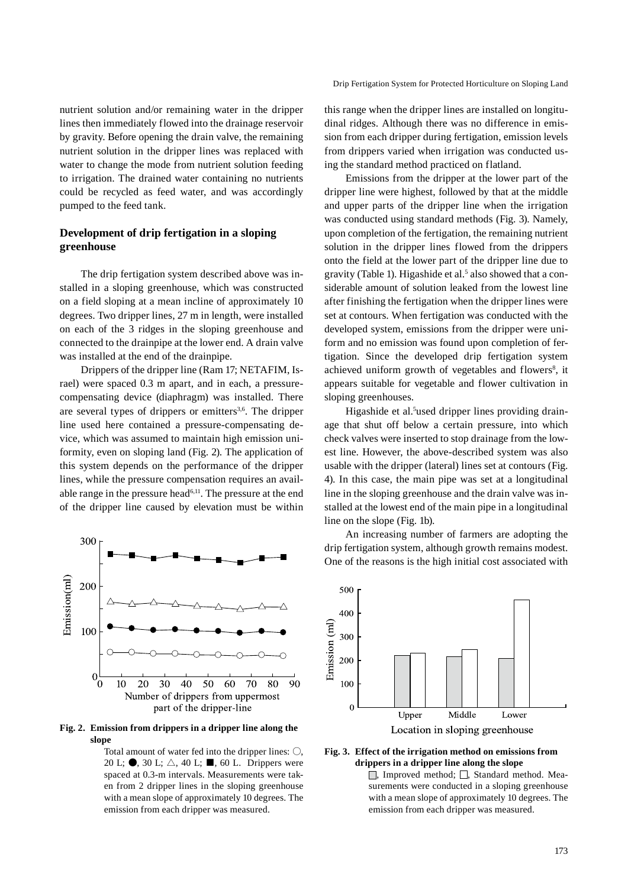nutrient solution and/or remaining water in the dripper lines then immediately flowed into the drainage reservoir by gravity. Before opening the drain valve, the remaining nutrient solution in the dripper lines was replaced with water to change the mode from nutrient solution feeding to irrigation. The drained water containing no nutrients could be recycled as feed water, and was accordingly pumped to the feed tank.

## Development of drip fertigation in a sloping greenhouse

The drip fertigation system described above was installed in a sloping greenhouse, which was constructed on a field sloping at a mean incline of approximately 10 degrees. Two dripper lines, 27 m in length, were installed on each of the 3 ridges in the sloping greenhouse and connected to the drainpipe at the lower end. A drain valve was installed at the end of the drainpipe.

Drippers of the dripper line (Ram 17; NETAFIM, Israel) were spaced 0.3 m apart, and in each, a pressure-compensating device (diaphragm) was installed. There are several types of drippers or emitters[3,6]. The dripper line used here contained a pressure-compensating device, which was assumed to maintain high emission uniformity, even on sloping land (Fig. 2). The application of this system depends on the performance of the dripper lines, while the pressure compensation requires an available range in the pressure head[6,11]. The pressure at the end of the dripper line caused by elevation must be within this range when the dripper lines are installed on longitudinal ridges. Although there was no difference in emission from each dripper during fertigation, emission levels from drippers varied when irrigation was conducted using the standard method practiced on flatland.

Emissions from the dripper at the lower part of the dripper line were highest, followed by that at the middle and upper parts of the dripper line when the irrigation was conducted using standard methods (Fig. 3). Namely, upon completion of the fertigation, the remaining nutrient solution in the dripper lines flowed from the drippers onto the field at the lower part of the dripper line due to gravity (Table 1). Higashide et al.[5] also showed that a considerable amount of solution leaked from the lowest line after finishing the fertigation when the dripper lines were set at contours. When fertigation was conducted with the developed system, emissions from the dripper were uniform and no emission was found upon completion of fertigation. Since the developed drip fertigation system achieved uniform growth of vegetables and flowers[8], it appears suitable for vegetable and flower cultivation in sloping greenhouses.

Higashide et al.[5] used dripper lines providing drainage that shut off below a certain pressure, into which check valves were inserted to stop drainage from the lowest line. However, the above-described system was also usable with the dripper (lateral) lines set at contours (Fig. 4). In this case, the main pipe was set at a longitudinal line in the sloping greenhouse and the drain valve was installed at the lowest end of the main pipe in a longitudinal line on the slope (Fig. 1b).

An increasing number of farmers are adopting the drip fertigation system, although growth remains modest. One of the reasons is the high initial cost associated with

**Fig. 2. Emission from drippers in a dripper line along the slope**

Total amount of water fed into the dripper lines: ○, 20 L; ●, 30 L; △, 40 L; ■, 60 L. Drippers were spaced at 0.3-m intervals. Measurements were taken from 2 dripper lines in the sloping greenhouse with a mean slope of approximately 10 degrees. The emission from each dripper was measured.

**Fig. 3. Effect of the irrigation method on emissions from drippers in a dripper line along the slope**

□, Improved method; □, Standard method. Measurements were conducted in a sloping greenhouse with a mean slope of approximately 10 degrees. The emission from each dripper was measured.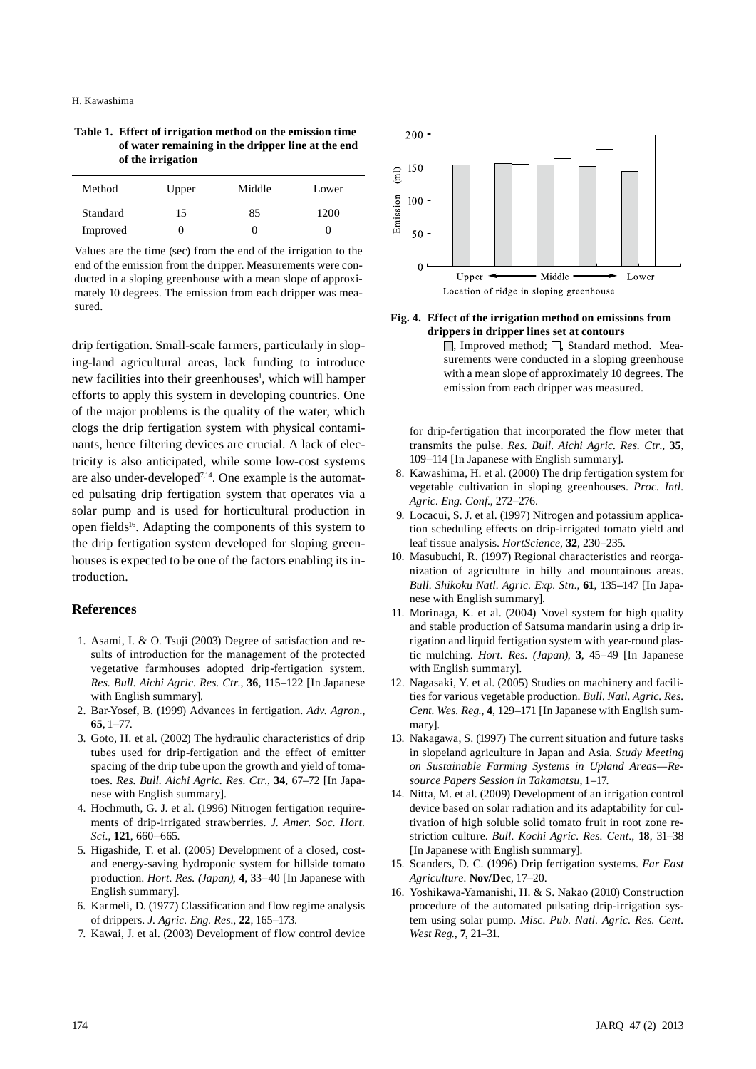**Table 1. Effect of irrigation method on the emission time of water remaining in the dripper line at the end of the irrigation**

| Method | Upper | Middle | Lower |
|---|---|---|---|
| Standard | 15 | 85 | 1200 |
| Improved | 0 | 0 | 0 |

Values are the time (sec) from the end of the irrigation to the end of the emission from the dripper. Measurements were conducted in a sloping greenhouse with a mean slope of approximately 10 degrees. The emission from each dripper was measured.

drip fertigation. Small-scale farmers, particularly in sloping-land agricultural areas, lack funding to introduce new facilities into their greenhouses[1], which will hamper efforts to apply this system in developing countries. One of the major problems is the quality of the water, which clogs the drip fertigation system with physical contaminants, hence filtering devices are crucial. A lack of electricity is also anticipated, while some low-cost systems are also under-developed[7,14]. One example is the automated pulsating drip fertigation system that operates via a solar pump and is used for horticultural production in open fields[16]. Adapting the components of this system to the drip fertigation system developed for sloping greenhouses is expected to be one of the factors enabling its introduction.

200
150
100
50
0
Emission (ml)
Upper ← Middle → Lower
Location of ridge in sloping greenhouse

**Fig. 4. Effect of the irrigation method on emissions from drippers in dripper lines set at contours**

□, Improved method; □, Standard method. Measurements were conducted in a sloping greenhouse with a mean slope of approximately 10 degrees. The emission from each dripper was measured.

## References

1. Asami, I. & O. Tsuji (2003) Degree of satisfaction and results of introduction for the management of the protected vegetative farmhouses adopted drip-fertigation system. *Res. Bull. Aichi Agric. Res. Ctr.*, **36**, 115–122 [In Japanese with English summary].
2. Bar-Yosef, B. (1999) Advances in fertigation. *Adv. Agron.*, **65**, 1–77.
3. Goto, H. et al. (2002) The hydraulic characteristics of drip tubes used for drip-fertigation and the effect of emitter spacing of the drip tube upon the growth and yield of tomatoes. *Res. Bull. Aichi Agric. Res. Ctr.*, **34**, 67–72 [In Japanese with English summary].
4. Hochmuth, G. J. et al. (1996) Nitrogen fertigation requirements of drip-irrigated strawberries. *J. Amer. Soc. Hort. Sci.*, **121**, 660–665.
5. Higashide, T. et al. (2005) Development of a closed, cost- and energy-saving hydroponic system for hillside tomato production. *Hort. Res. (Japan)*, **4**, 33–40 [In Japanese with English summary].
6. Karmeli, D. (1977) Classification and flow regime analysis of drippers. *J. Agric. Eng. Res.*, **22**, 165–173.
7. Kawai, J. et al. (2003) Development of flow control device for drip-fertigation that incorporated the flow meter that transmits the pulse. *Res. Bull. Aichi Agric. Res. Ctr.*, **35**, 109–114 [In Japanese with English summary].
8. Kawashima, H. et al. (2000) The drip fertigation system for vegetable cultivation in sloping greenhouses. *Proc. Intl. Agric. Eng. Conf.*, 272–276.
9. Locacui, S. J. et al. (1997) Nitrogen and potassium application scheduling effects on drip-irrigated tomato yield and leaf tissue analysis. *HortScience*, **32**, 230–235.
10. Masubuchi, R. (1997) Regional characteristics and reorganization of agriculture in hilly and mountainous areas. *Bull. Shikoku Natl. Agric. Exp. Stn.*, **61**, 135–147 [In Japanese with English summary].
11. Morinaga, K. et al. (2004) Novel system for high quality and stable production of Satsuma mandarin using a drip irrigation and liquid fertigation system with year-round plastic mulching. *Hort. Res. (Japan)*, **3**, 45–49 [In Japanese with English summary].
12. Nagasaki, Y. et al. (2005) Studies on machinery and facilities for various vegetable production. *Bull. Natl. Agric. Res. Cent. Wes. Reg.*, **4**, 129–171 [In Japanese with English summary].
13. Nakagawa, S. (1997) The current situation and future tasks in slopeland agriculture in Japan and Asia. *Study Meeting on Sustainable Farming Systems in Upland Areas—Resource Papers Session in Takamatsu*, 1–17.
14. Nitta, M. et al. (2009) Development of an irrigation control device based on solar radiation and its adaptability for cultivation of high soluble solid tomato fruit in root zone restriction culture. *Bull. Kochi Agric. Res. Cent.*, **18**, 31–38 [In Japanese with English summary].
15. Scanders, D. C. (1996) Drip fertigation systems. *Far East Agriculture*. **Nov/Dec**, 17–20.
16. Yoshikawa-Yamanishi, H. & S. Nakao (2010) Construction procedure of the automated pulsating drip-irrigation system using solar pump. *Misc. Pub. Natl. Agric. Res. Cent. West Reg.*, **7**, 21–31.